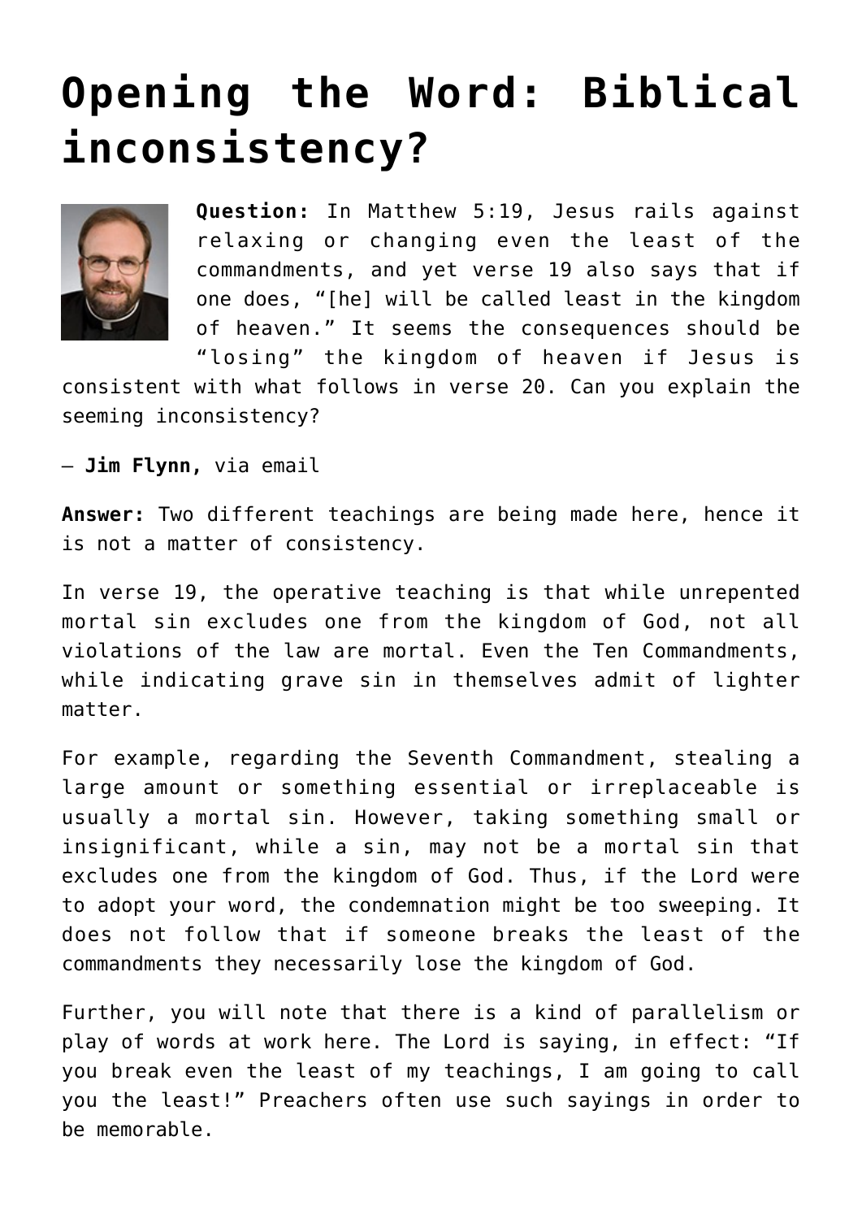# Opening the Word: Biblical inconsistency?

**Question:** In Matthew 5:19, Jesus rails against relaxing or changing even the least of the commandments, and yet verse 19 also says that if one does, "[he] will be called least in the kingdom of heaven." It seems the consequences should be "losing" the kingdom of heaven if Jesus is consistent with what follows in verse 20. Can you explain the seeming inconsistency?

— **Jim Flynn,** via email

**Answer:** Two different teachings are being made here, hence it is not a matter of consistency.

In verse 19, the operative teaching is that while unrepented mortal sin excludes one from the kingdom of God, not all violations of the law are mortal. Even the Ten Commandments, while indicating grave sin in themselves admit of lighter matter.

For example, regarding the Seventh Commandment, stealing a large amount or something essential or irreplaceable is usually a mortal sin. However, taking something small or insignificant, while a sin, may not be a mortal sin that excludes one from the kingdom of God. Thus, if the Lord were to adopt your word, the condemnation might be too sweeping. It does not follow that if someone breaks the least of the commandments they necessarily lose the kingdom of God.

Further, you will note that there is a kind of parallelism or play of words at work here. The Lord is saying, in effect: "If you break even the least of my teachings, I am going to call you the least!" Preachers often use such sayings in order to be memorable.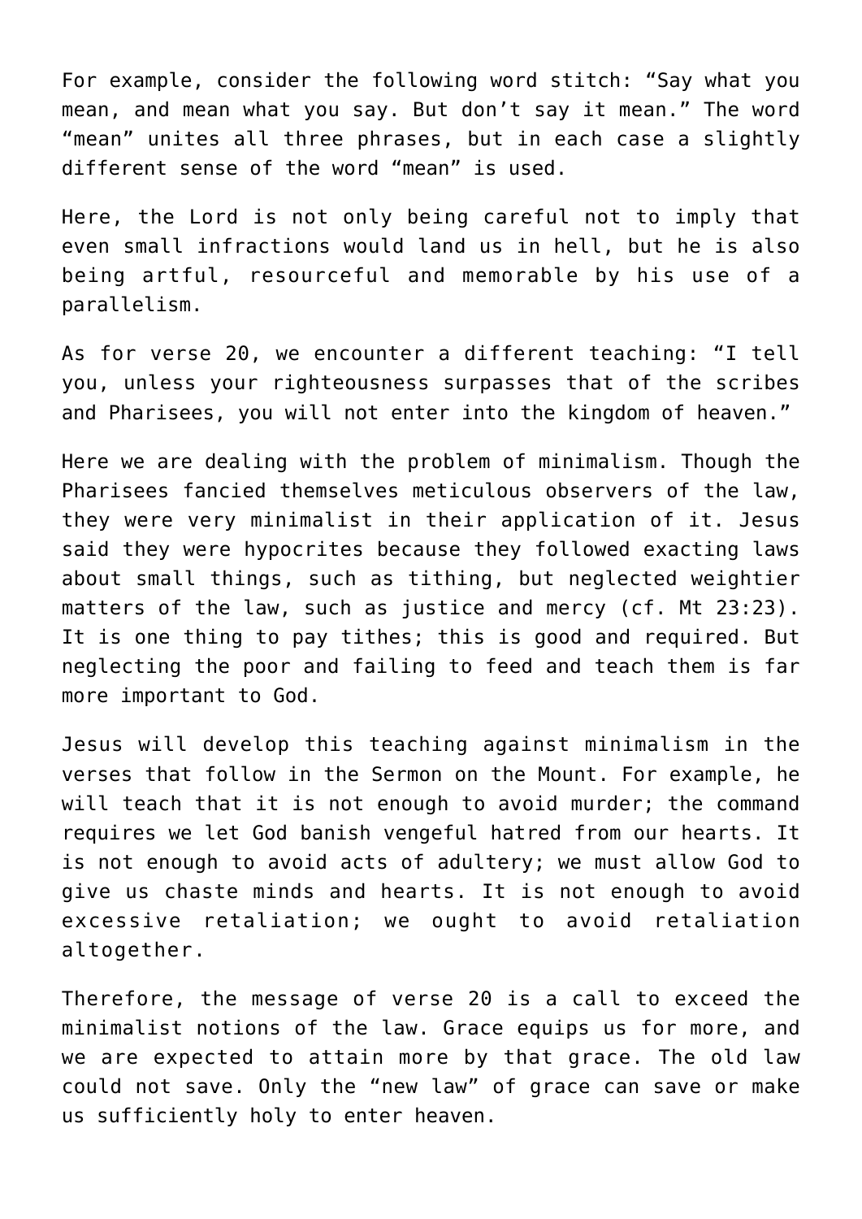For example, consider the following word stitch: “Say what you mean, and mean what you say. But don’t say it mean.” The word “mean” unites all three phrases, but in each case a slightly different sense of the word “mean” is used.

Here, the Lord is not only being careful not to imply that even small infractions would land us in hell, but he is also being artful, resourceful and memorable by his use of a parallelism.

As for verse 20, we encounter a different teaching: “I tell you, unless your righteousness surpasses that of the scribes and Pharisees, you will not enter into the kingdom of heaven.”

Here we are dealing with the problem of minimalism. Though the Pharisees fancied themselves meticulous observers of the law, they were very minimalist in their application of it. Jesus said they were hypocrites because they followed exacting laws about small things, such as tithing, but neglected weightier matters of the law, such as justice and mercy (cf. Mt 23:23). It is one thing to pay tithes; this is good and required. But neglecting the poor and failing to feed and teach them is far more important to God.

Jesus will develop this teaching against minimalism in the verses that follow in the Sermon on the Mount. For example, he will teach that it is not enough to avoid murder; the command requires we let God banish vengeful hatred from our hearts. It is not enough to avoid acts of adultery; we must allow God to give us chaste minds and hearts. It is not enough to avoid excessive retaliation; we ought to avoid retaliation altogether.

Therefore, the message of verse 20 is a call to exceed the minimalist notions of the law. Grace equips us for more, and we are expected to attain more by that grace. The old law could not save. Only the “new law” of grace can save or make us sufficiently holy to enter heaven.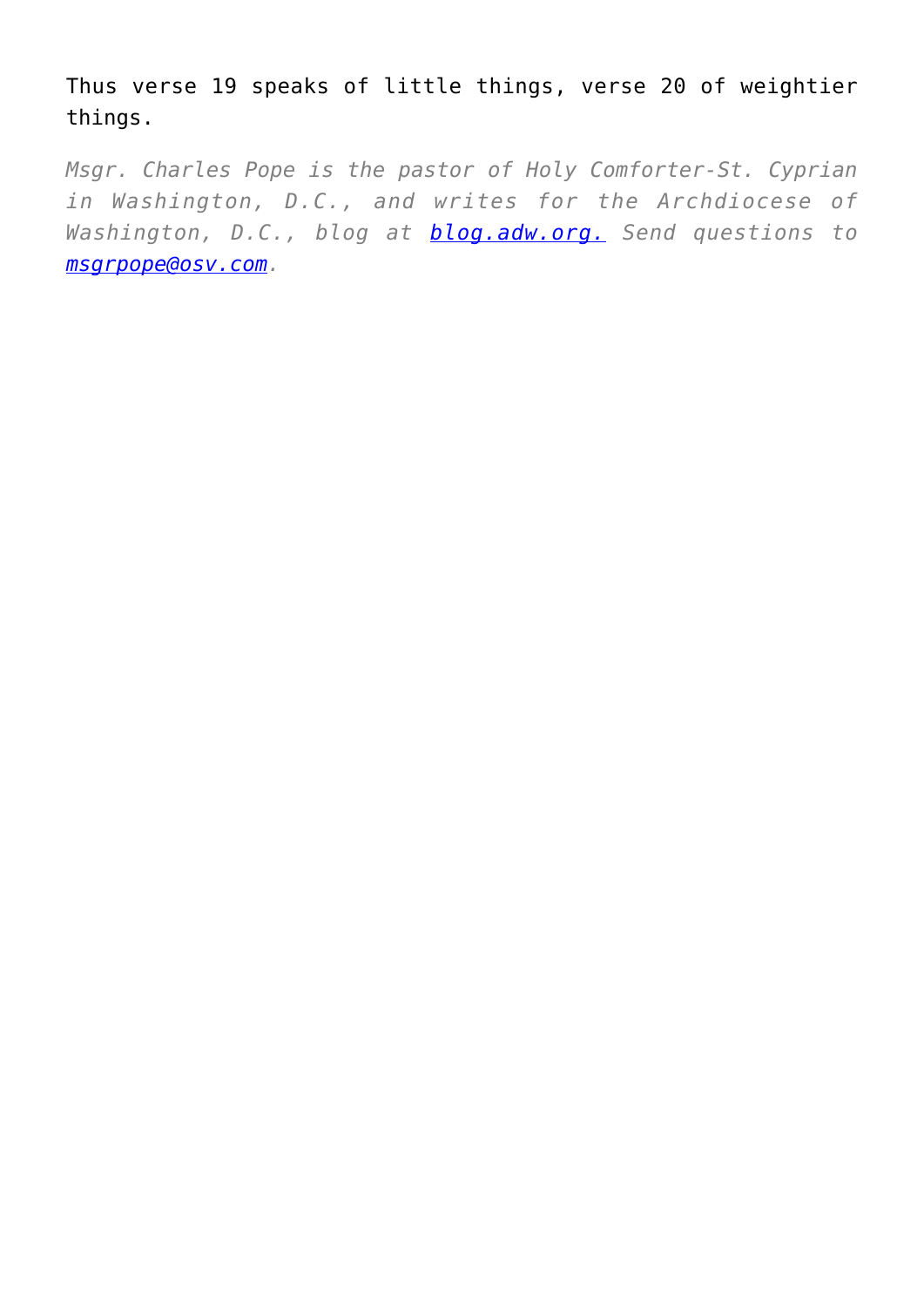Thus verse 19 speaks of little things, verse 20 of weightier things.

*Msgr. Charles Pope is the pastor of Holy Comforter-St. Cyprian in Washington, D.C., and writes for the Archdiocese of Washington, D.C., blog at [blog.adw.org.](http://blog.adw.org) Send questions to [msgrpope@osv.com](mailto:msgrpope@osv.com).*